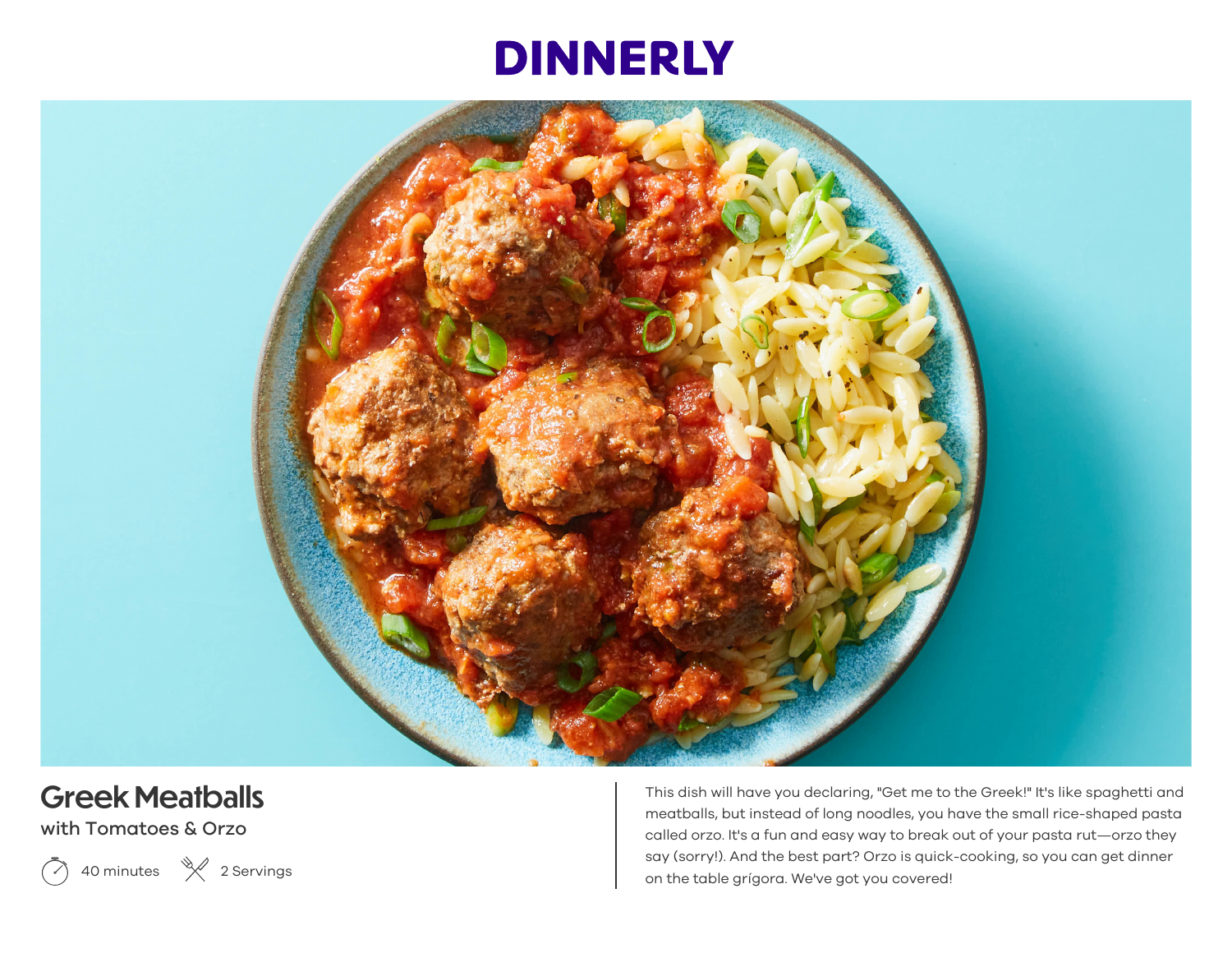# DINNERLY

## Greek Meatballs

### with Tomatoes & Orzo

40 minutes | 2 Servings

This dish will have you declaring, "Get me to the Greek!" It's like spaghetti and meatballs, but instead of long noodles, you have the small rice-shaped pasta called orzo. It's a fun and easy way to break out of your pasta rut—orzo they say (sorry!). And the best part? Orzo is quick-cooking, so you can get dinner on the table grígora. We've got you covered!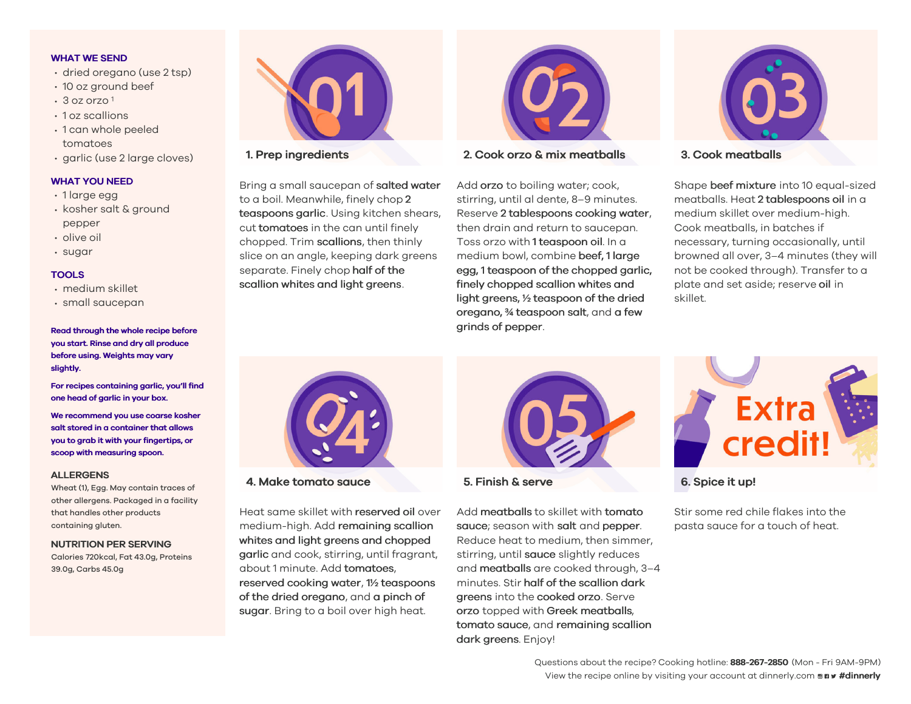### WHAT WE SEND

- dried oregano (use 2 tsp)
- 10 oz ground beef
- 3 oz orzo [1]
- 1 oz scallions
- 1 can whole peeled tomatoes
- garlic (use 2 large cloves)

### WHAT YOU NEED

- 1 large egg
- kosher salt & ground pepper
- olive oil
- sugar

### TOOLS

- medium skillet
- small saucepan

**Read through the whole recipe before you start. Rinse and dry all produce before using. Weights may vary slightly.**

**For recipes containing garlic, you'll find one head of garlic in your box.**

**We recommend you use coarse kosher salt stored in a container that allows you to grab it with your fingertips, or scoop with measuring spoon.**

### ALLERGENS

Wheat (1), Egg. May contain traces of other allergens. Packaged in a facility that handles other products containing gluten.

### NUTRITION PER SERVING

Calories 720kcal, Fat 43.0g, Proteins 39.0g, Carbs 45.0g

## 1. Prep ingredients

Bring a small saucepan of **salted water** to a boil. Meanwhile, finely chop **2 teaspoons garlic**. Using kitchen shears, cut **tomatoes** in the can until finely chopped. Trim **scallions**, then thinly slice on an angle, keeping dark greens separate. Finely chop **half of the scallion whites and light greens**.

## 2. Cook orzo & mix meatballs

Add **orzo** to boiling water; cook, stirring, until al dente, 8–9 minutes. Reserve **2 tablespoons cooking water**, then drain and return to saucepan. Toss orzo with **1 teaspoon oil**. In a medium bowl, combine **beef, 1 large egg, 1 teaspoon of the chopped garlic, finely chopped scallion whites and light greens, ½ teaspoon of the dried oregano, ¾ teaspoon salt**, and **a few grinds of pepper**.

## 3. Cook meatballs

Shape **beef mixture** into 10 equal-sized meatballs. Heat **2 tablespoons oil** in a medium skillet over medium-high. Cook meatballs, in batches if necessary, turning occasionally, until browned all over, 3–4 minutes (they will not be cooked through). Transfer to a plate and set aside; reserve **oil** in skillet.

## 4. Make tomato sauce

Heat same skillet with **reserved oil** over medium-high. Add **remaining scallion whites and light greens and chopped garlic** and cook, stirring, until fragrant, about 1 minute. Add **tomatoes**, **reserved cooking water**, **1½ teaspoons of the dried oregano**, and **a pinch of sugar**. Bring to a boil over high heat.

## 5. Finish & serve

Add **meatballs** to skillet with **tomato sauce**; season with **salt** and **pepper**. Reduce heat to medium, then simmer, stirring, until **sauce** slightly reduces and **meatballs** are cooked through, 3–4 minutes. Stir **half of the scallion dark greens** into the **cooked orzo**. Serve **orzo** topped with **Greek meatballs**, **tomato sauce**, and **remaining scallion dark greens**. Enjoy!

## Extra credit!

## 6. Spice it up!

Stir some red chile flakes into the pasta sauce for a touch of heat.

Questions about the recipe? Cooking hotline: **888-267-2850** (Mon - Fri 9AM-9PM)

View the recipe online by visiting your account at dinnerly.com **#dinnerly**